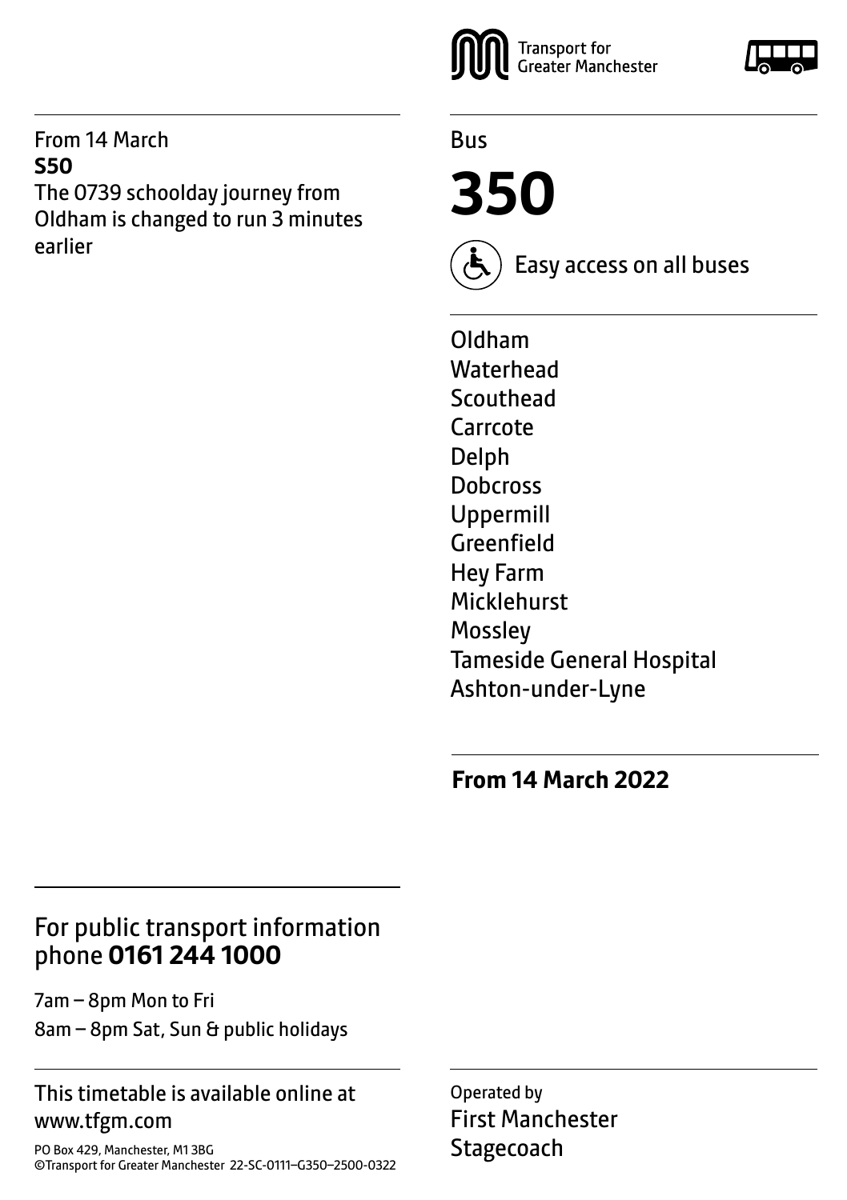Transport for Greater Manchester

Bus

# 350

Easy access on all buses

Oldham
Waterhead
Scouthead
Carrcote
Delph
Dobcross
Uppermill
Greenfield
Hey Farm
Micklehurst
Mossley
Tameside General Hospital
Ashton-under-Lyne

**From 14 March 2022**

From 14 March
**S50**
The 0739 schoolday journey from Oldham is changed to run 3 minutes earlier

For public transport information phone **0161 244 1000**

7am – 8pm Mon to Fri
8am – 8pm Sat, Sun & public holidays

This timetable is available online at www.tfgm.com

PO Box 429, Manchester, M1 3BG
©Transport for Greater Manchester 22-SC-0111–G350–2500-0322

Operated by
First Manchester
Stagecoach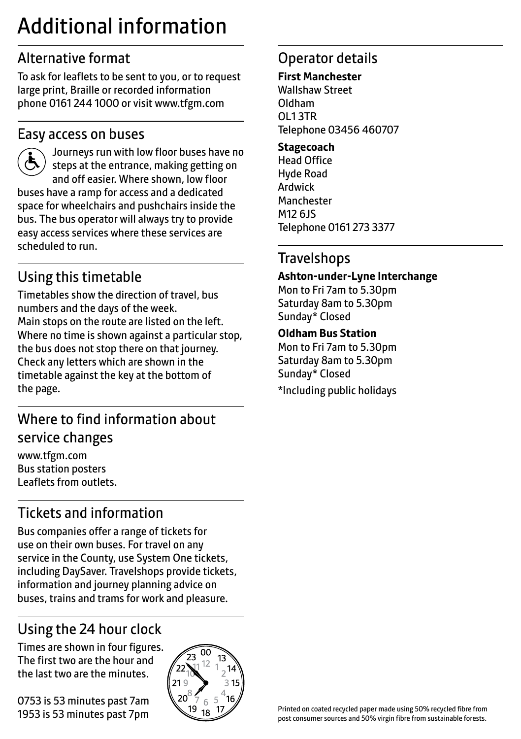# Additional information

## Alternative format

To ask for leaflets to be sent to you, or to request large print, Braille or recorded information phone 0161 244 1000 or visit www.tfgm.com

## Easy access on buses

Journeys run with low floor buses have no steps at the entrance, making getting on and off easier. Where shown, low floor buses have a ramp for access and a dedicated space for wheelchairs and pushchairs inside the bus. The bus operator will always try to provide easy access services where these services are scheduled to run.

## Using this timetable

Timetables show the direction of travel, bus numbers and the days of the week.
Main stops on the route are listed on the left. Where no time is shown against a particular stop, the bus does not stop there on that journey. Check any letters which are shown in the timetable against the key at the bottom of the page.

## Where to find information about service changes

www.tfgm.com
Bus station posters
Leaflets from outlets.

## Tickets and information

Bus companies offer a range of tickets for use on their own buses. For travel on any service in the County, use System One tickets, including DaySaver. Travelshops provide tickets, information and journey planning advice on buses, trains and trams for work and pleasure.

## Using the 24 hour clock

Times are shown in four figures. The first two are the hour and the last two are the minutes.

0753 is 53 minutes past 7am
1953 is 53 minutes past 7pm

## Operator details

**First Manchester**
Wallshaw Street
Oldham
OL1 3TR
Telephone 03456 460707

**Stagecoach**
Head Office
Hyde Road
Ardwick
Manchester
M12 6JS
Telephone 0161 273 3377

## Travelshops

**Ashton-under-Lyne Interchange**
Mon to Fri 7am to 5.30pm
Saturday 8am to 5.30pm
Sunday* Closed

**Oldham Bus Station**
Mon to Fri 7am to 5.30pm
Saturday 8am to 5.30pm
Sunday* Closed

*Including public holidays

Printed on coated recycled paper made using 50% recycled fibre from post consumer sources and 50% virgin fibre from sustainable forests.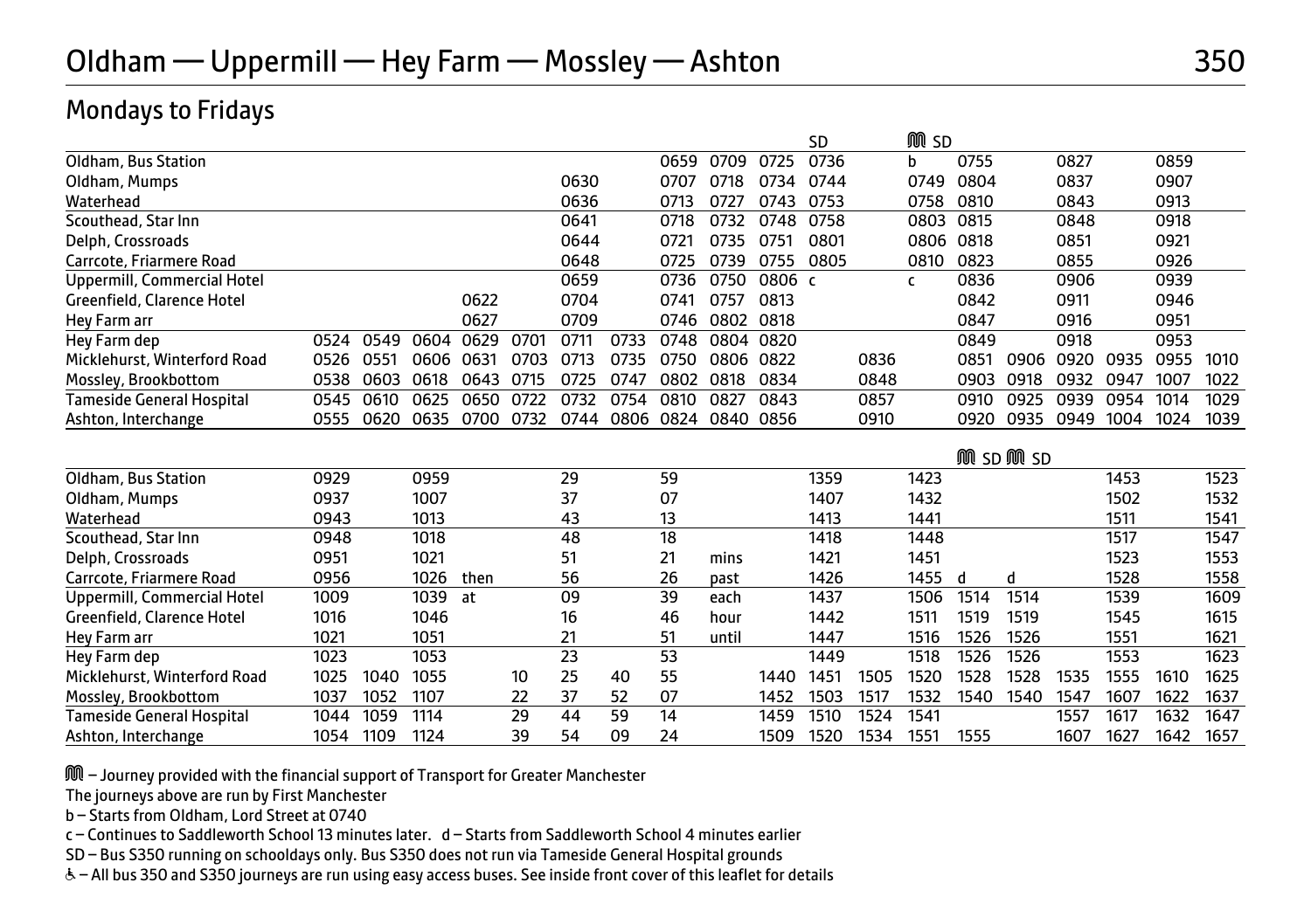# Oldham — Uppermill — Hey Farm — Mossley — Ashton

# 350

## Mondays to Fridays

| | | | | | | | | | | | SD | | Ⓜ SD | | | | | | |
|---|---|---|---|---|---|---|---|---|---|---|---|---|---|---|---|---|---|---|---|
| Oldham, Bus Station | | | | | | | | 0659 | 0709 | 0725 | 0736 | | b | 0755 | | 0827 | | 0859 | |
| Oldham, Mumps | | | | | | 0630 | | 0707 | 0718 | 0734 | 0744 | | 0749 | 0804 | | 0837 | | 0907 | |
| Waterhead | | | | | | 0636 | | 0713 | 0727 | 0743 | 0753 | | 0758 | 0810 | | 0843 | | 0913 | |
| Scouthead, Star Inn | | | | | | 0641 | | 0718 | 0732 | 0748 | 0758 | | 0803 | 0815 | | 0848 | | 0918 | |
| Delph, Crossroads | | | | | | 0644 | | 0721 | 0735 | 0751 | 0801 | | 0806 | 0818 | | 0851 | | 0921 | |
| Carrcote, Friarmere Road | | | | | | 0648 | | 0725 | 0739 | 0755 | 0805 | | 0810 | 0823 | | 0855 | | 0926 | |
| Uppermill, Commercial Hotel | | | | | | 0659 | | 0736 | 0750 | 0806 | c | | c | 0836 | | 0906 | | 0939 | |
| Greenfield, Clarence Hotel | | | | 0622 | | 0704 | | 0741 | 0757 | 0813 | | | | 0842 | | 0911 | | 0946 | |
| Hey Farm arr | | | | 0627 | | 0709 | | 0746 | 0802 | 0818 | | | | 0847 | | 0916 | | 0951 | |
| Hey Farm dep | 0524 | 0549 | 0604 | 0629 | 0701 | 0711 | 0733 | 0748 | 0804 | 0820 | | | | 0849 | | 0918 | | 0953 | |
| Micklehurst, Winterford Road | 0526 | 0551 | 0606 | 0631 | 0703 | 0713 | 0735 | 0750 | 0806 | 0822 | | 0836 | | 0851 | 0906 | 0920 | 0935 | 0955 | 1010 |
| Mossley, Brookbottom | 0538 | 0603 | 0618 | 0643 | 0715 | 0725 | 0747 | 0802 | 0818 | 0834 | | 0848 | | 0903 | 0918 | 0932 | 0947 | 1007 | 1022 |
| Tameside General Hospital | 0545 | 0610 | 0625 | 0650 | 0722 | 0732 | 0754 | 0810 | 0827 | 0843 | | 0857 | | 0910 | 0925 | 0939 | 0954 | 1014 | 1029 |
| Ashton, Interchange | 0555 | 0620 | 0635 | 0700 | 0732 | 0744 | 0806 | 0824 | 0840 | 0856 | | 0910 | | 0920 | 0935 | 0949 | 1004 | 1024 | 1039 |

| | | | | | | | | | | | | | | Ⓜ SD | Ⓜ SD | | | | |
|---|---|---|---|---|---|---|---|---|---|---|---|---|---|---|---|---|---|---|---|
| Oldham, Bus Station | 0929 | | 0959 | | | 29 | | 59 | | | 1359 | | 1423 | | | | 1453 | | 1523 |
| Oldham, Mumps | 0937 | | 1007 | | | 37 | | 07 | | | 1407 | | 1432 | | | | 1502 | | 1532 |
| Waterhead | 0943 | | 1013 | | | 43 | | 13 | | | 1413 | | 1441 | | | | 1511 | | 1541 |
| Scouthead, Star Inn | 0948 | | 1018 | | | 48 | | 18 | | | 1418 | | 1448 | | | | 1517 | | 1547 |
| Delph, Crossroads | 0951 | | 1021 | | | 51 | | 21 | mins | | 1421 | | 1451 | | | | 1523 | | 1553 |
| Carrcote, Friarmere Road | 0956 | | 1026 | then | | 56 | | 26 | past | | 1426 | | 1455 | d | d | | 1528 | | 1558 |
| Uppermill, Commercial Hotel | 1009 | | 1039 | at | | 09 | | 39 | each | | 1437 | | 1506 | 1514 | 1514 | | 1539 | | 1609 |
| Greenfield, Clarence Hotel | 1016 | | 1046 | | | 16 | | 46 | hour | | 1442 | | 1511 | 1519 | 1519 | | 1545 | | 1615 |
| Hey Farm arr | 1021 | | 1051 | | | 21 | | 51 | until | | 1447 | | 1516 | 1526 | 1526 | | 1551 | | 1621 |
| Hey Farm dep | 1023 | | 1053 | | | 23 | | 53 | | | 1449 | | 1518 | 1526 | 1526 | | 1553 | | 1623 |
| Micklehurst, Winterford Road | 1025 | 1040 | 1055 | | 10 | 25 | 40 | 55 | | 1440 | 1451 | 1505 | 1520 | 1528 | 1528 | 1535 | 1555 | 1610 | 1625 |
| Mossley, Brookbottom | 1037 | 1052 | 1107 | | 22 | 37 | 52 | 07 | | 1452 | 1503 | 1517 | 1532 | 1540 | 1540 | 1547 | 1607 | 1622 | 1637 |
| Tameside General Hospital | 1044 | 1059 | 1114 | | 29 | 44 | 59 | 14 | | 1459 | 1510 | 1524 | 1541 | | | 1557 | 1617 | 1632 | 1647 |
| Ashton, Interchange | 1054 | 1109 | 1124 | | 39 | 54 | 09 | 24 | | 1509 | 1520 | 1534 | 1551 | 1555 | | 1607 | 1627 | 1642 | 1657 |

Ⓜ – Journey provided with the financial support of Transport for Greater Manchester

The journeys above are run by First Manchester

b – Starts from Oldham, Lord Street at 0740

c – Continues to Saddleworth School 13 minutes later. d – Starts from Saddleworth School 4 minutes earlier

SD – Bus S350 running on schooldays only. Bus S350 does not run via Tameside General Hospital grounds

♿ – All bus 350 and S350 journeys are run using easy access buses. See inside front cover of this leaflet for details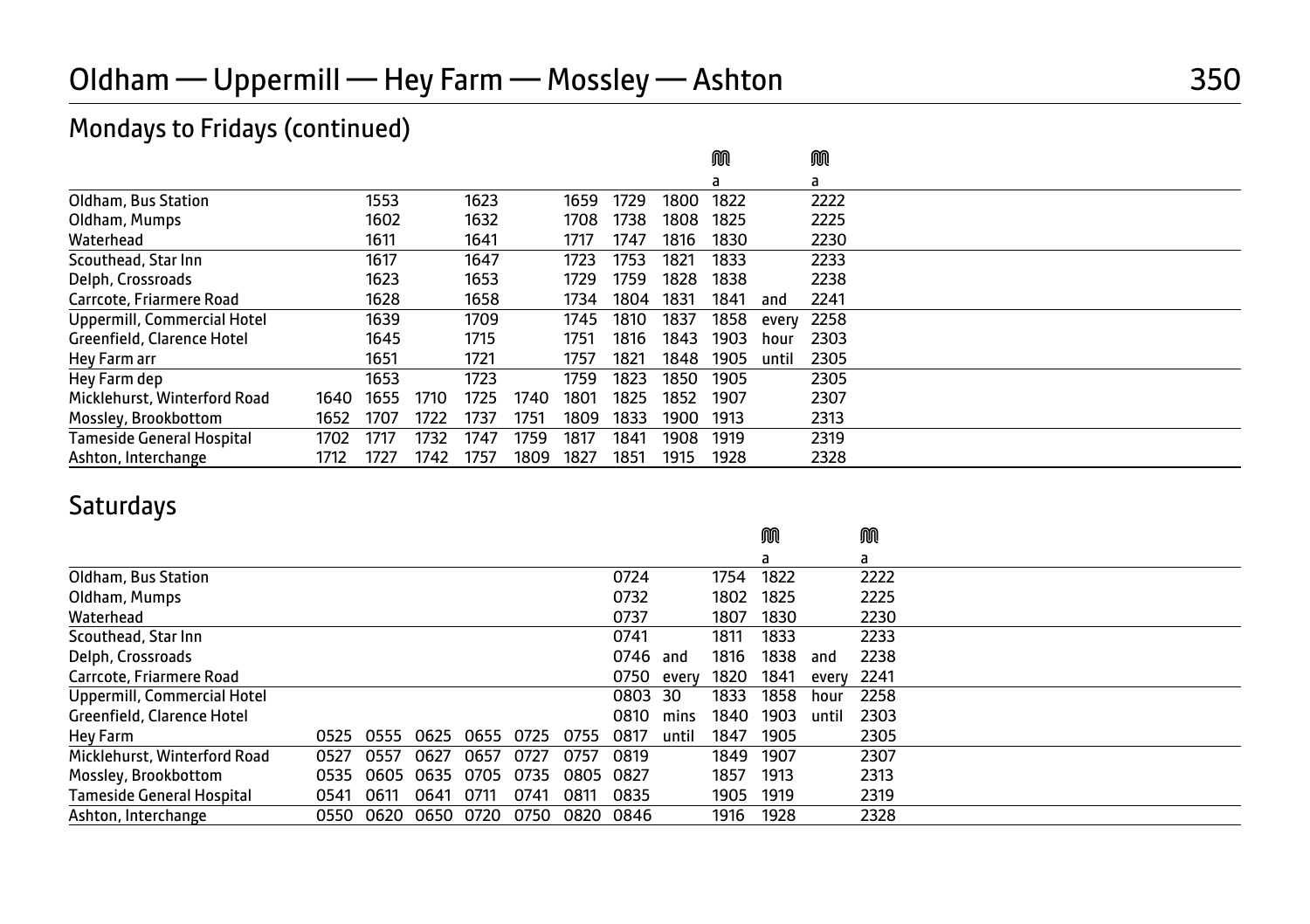# Oldham — Uppermill — Hey Farm — Mossley — Ashton

## Mondays to Fridays (continued)

| | | | | | | | | | | | |
|---|---|---|---|---|---|---|---|---|---|---|---|
| | | | | | | | | | a | | a |
| Oldham, Bus Station | | 1553 | | 1623 | | 1659 | 1729 | 1800 | 1822 | | 2222 |
| Oldham, Mumps | | 1602 | | 1632 | | 1708 | 1738 | 1808 | 1825 | | 2225 |
| Waterhead | | 1611 | | 1641 | | 1717 | 1747 | 1816 | 1830 | | 2230 |
| Scouthead, Star Inn | | 1617 | | 1647 | | 1723 | 1753 | 1821 | 1833 | | 2233 |
| Delph, Crossroads | | 1623 | | 1653 | | 1729 | 1759 | 1828 | 1838 | | 2238 |
| Carrcote, Friarmere Road | | 1628 | | 1658 | | 1734 | 1804 | 1831 | 1841 | and | 2241 |
| Uppermill, Commercial Hotel | | 1639 | | 1709 | | 1745 | 1810 | 1837 | 1858 | every | 2258 |
| Greenfield, Clarence Hotel | | 1645 | | 1715 | | 1751 | 1816 | 1843 | 1903 | hour | 2303 |
| Hey Farm arr | | 1651 | | 1721 | | 1757 | 1821 | 1848 | 1905 | until | 2305 |
| Hey Farm dep | | 1653 | | 1723 | | 1759 | 1823 | 1850 | 1905 | | 2305 |
| Micklehurst, Winterford Road | 1640 | 1655 | 1710 | 1725 | 1740 | 1801 | 1825 | 1852 | 1907 | | 2307 |
| Mossley, Brookbottom | 1652 | 1707 | 1722 | 1737 | 1751 | 1809 | 1833 | 1900 | 1913 | | 2313 |
| Tameside General Hospital | 1702 | 1717 | 1732 | 1747 | 1759 | 1817 | 1841 | 1908 | 1919 | | 2319 |
| Ashton, Interchange | 1712 | 1727 | 1742 | 1757 | 1809 | 1827 | 1851 | 1915 | 1928 | | 2328 |

## Saturdays

| | | | | | | | | | | | | |
|---|---|---|---|---|---|---|---|---|---|---|---|---|
| | | | | | | | | | | a | | a |
| Oldham, Bus Station | | | | | | | 0724 | | 1754 | 1822 | | 2222 |
| Oldham, Mumps | | | | | | | 0732 | | 1802 | 1825 | | 2225 |
| Waterhead | | | | | | | 0737 | | 1807 | 1830 | | 2230 |
| Scouthead, Star Inn | | | | | | | 0741 | | 1811 | 1833 | | 2233 |
| Delph, Crossroads | | | | | | | 0746 | and | 1816 | 1838 | and | 2238 |
| Carrcote, Friarmere Road | | | | | | | 0750 | every | 1820 | 1841 | every | 2241 |
| Uppermill, Commercial Hotel | | | | | | | 0803 | 30 | 1833 | 1858 | hour | 2258 |
| Greenfield, Clarence Hotel | | | | | | | 0810 | mins | 1840 | 1903 | until | 2303 |
| Hey Farm | 0525 | 0555 | 0625 | 0655 | 0725 | 0755 | 0817 | until | 1847 | 1905 | | 2305 |
| Micklehurst, Winterford Road | 0527 | 0557 | 0627 | 0657 | 0727 | 0757 | 0819 | | 1849 | 1907 | | 2307 |
| Mossley, Brookbottom | 0535 | 0605 | 0635 | 0705 | 0735 | 0805 | 0827 | | 1857 | 1913 | | 2313 |
| Tameside General Hospital | 0541 | 0611 | 0641 | 0711 | 0741 | 0811 | 0835 | | 1905 | 1919 | | 2319 |
| Ashton, Interchange | 0550 | 0620 | 0650 | 0720 | 0750 | 0820 | 0846 | | 1916 | 1928 | | 2328 |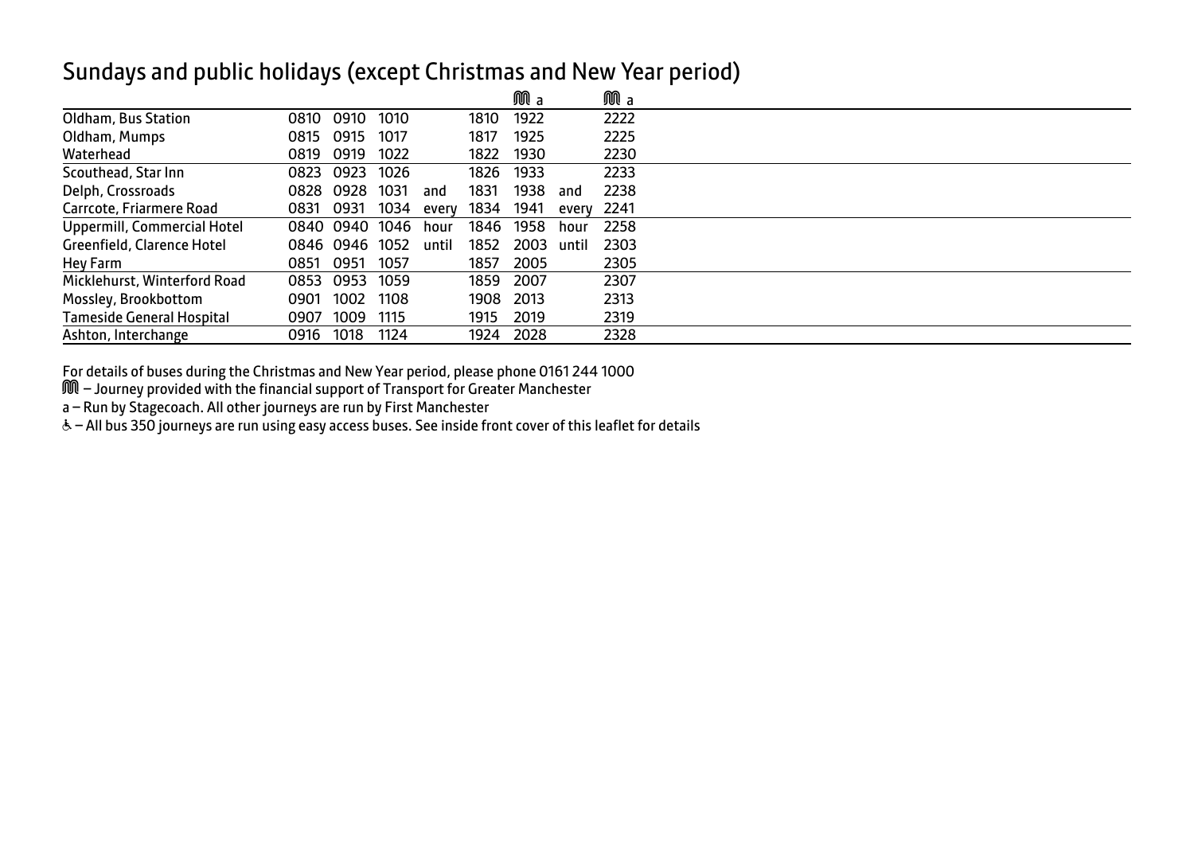## Sundays and public holidays (except Christmas and New Year period)

| | | | | | | Ⓜ a | | Ⓜ a |
|---|---|---|---|---|---|---|---|---|
| Oldham, Bus Station | 0810 | 0910 | 1010 | | 1810 | 1922 | | 2222 |
| Oldham, Mumps | 0815 | 0915 | 1017 | | 1817 | 1925 | | 2225 |
| Waterhead | 0819 | 0919 | 1022 | | 1822 | 1930 | | 2230 |
| Scouthead, Star Inn | 0823 | 0923 | 1026 | | 1826 | 1933 | | 2233 |
| Delph, Crossroads | 0828 | 0928 | 1031 | and | 1831 | 1938 | and | 2238 |
| Carrcote, Friarmere Road | 0831 | 0931 | 1034 | every | 1834 | 1941 | every | 2241 |
| Uppermill, Commercial Hotel | 0840 | 0940 | 1046 | hour | 1846 | 1958 | hour | 2258 |
| Greenfield, Clarence Hotel | 0846 | 0946 | 1052 | until | 1852 | 2003 | until | 2303 |
| Hey Farm | 0851 | 0951 | 1057 | | 1857 | 2005 | | 2305 |
| Micklehurst, Winterford Road | 0853 | 0953 | 1059 | | 1859 | 2007 | | 2307 |
| Mossley, Brookbottom | 0901 | 1002 | 1108 | | 1908 | 2013 | | 2313 |
| Tameside General Hospital | 0907 | 1009 | 1115 | | 1915 | 2019 | | 2319 |
| Ashton, Interchange | 0916 | 1018 | 1124 | | 1924 | 2028 | | 2328 |

For details of buses during the Christmas and New Year period, please phone 0161 244 1000

Ⓜ – Journey provided with the financial support of Transport for Greater Manchester

a – Run by Stagecoach. All other journeys are run by First Manchester

♿ – All bus 350 journeys are run using easy access buses. See inside front cover of this leaflet for details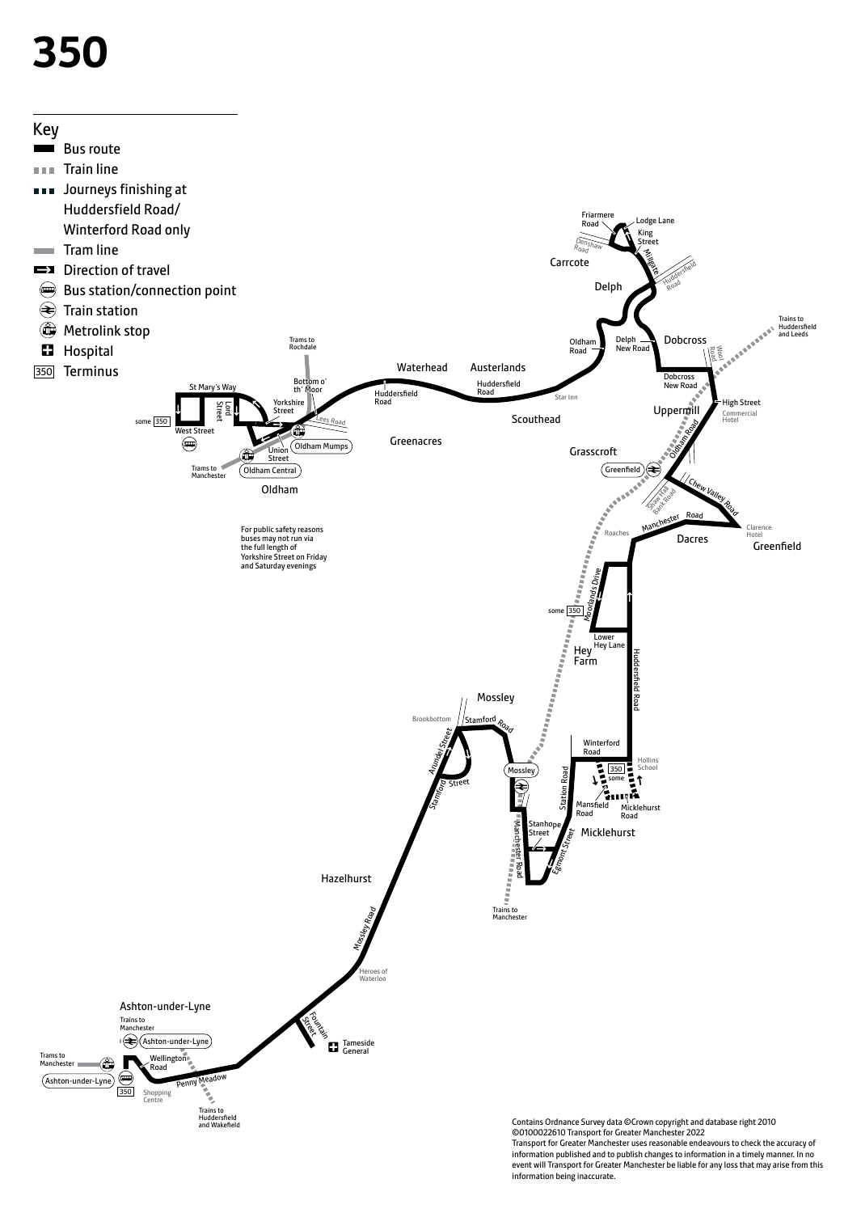# 350

## Key

- Bus route
- Train line
- Journeys finishing at Huddersfield Road/ Winterford Road only
- Tram line
- Direction of travel
- Bus station/connection point
- Train station
- Metrolink stop
- Hospital
- 350 Terminus

For public safety reasons buses may not run via the full length of Yorkshire Street on Friday and Saturday evenings

Contains Ordnance Survey data ©Crown copyright and database right 2010
©0100022610 Transport for Greater Manchester 2022
Transport for Greater Manchester uses reasonable endeavours to check the accuracy of information published and to publish changes to information in a timely manner. In no event will Transport for Greater Manchester be liable for any loss that may arise from this information being inaccurate.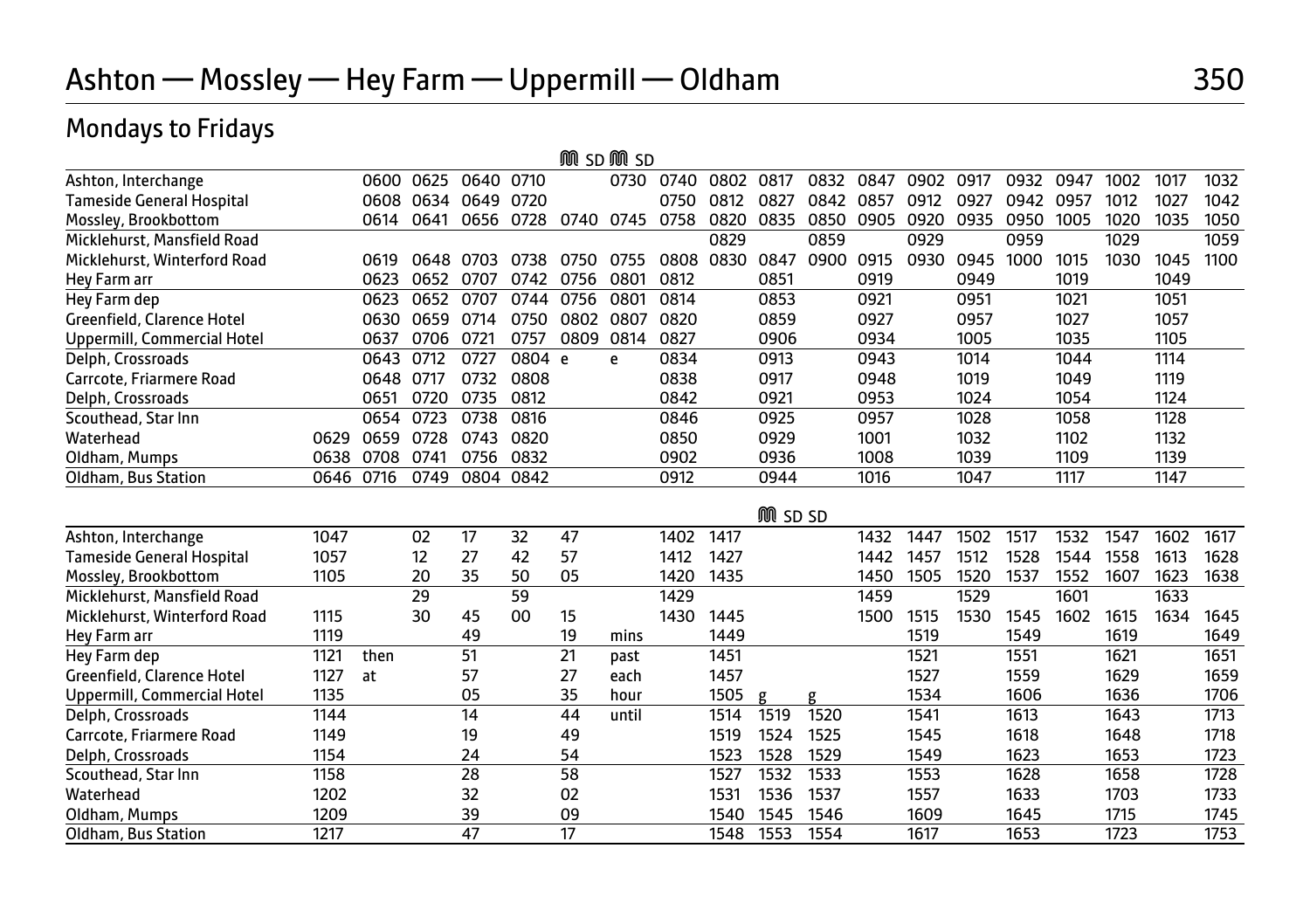# Ashton — Mossley — Hey Farm — Uppermill — Oldham 350

## Mondays to Fridays

| | | | | | | M SD | M SD | | | | | | | | | | | | |
|---|---|---|---|---|---|---|---|---|---|---|---|---|---|---|---|---|---|---|---|
| Ashton, Interchange | | 0600 | 0625 | 0640 | 0710 | | 0730 | 0740 | 0802 | 0817 | 0832 | 0847 | 0902 | 0917 | 0932 | 0947 | 1002 | 1017 | 1032 |
| Tameside General Hospital | | 0608 | 0634 | 0649 | 0720 | | | 0750 | 0812 | 0827 | 0842 | 0857 | 0912 | 0927 | 0942 | 0957 | 1012 | 1027 | 1042 |
| Mossley, Brookbottom | | 0614 | 0641 | 0656 | 0728 | 0740 | 0745 | 0758 | 0820 | 0835 | 0850 | 0905 | 0920 | 0935 | 0950 | 1005 | 1020 | 1035 | 1050 |
| Micklehurst, Mansfield Road | | | | | | | | | 0829 | | 0859 | | 0929 | | 0959 | | 1029 | | 1059 |
| Micklehurst, Winterford Road | | 0619 | 0648 | 0703 | 0738 | 0750 | 0755 | 0808 | 0830 | 0847 | 0900 | 0915 | 0930 | 0945 | 1000 | 1015 | 1030 | 1045 | 1100 |
| Hey Farm arr | | 0623 | 0652 | 0707 | 0742 | 0756 | 0801 | 0812 | | 0851 | | 0919 | | 0949 | | 1019 | | 1049 | |
| Hey Farm dep | | 0623 | 0652 | 0707 | 0744 | 0756 | 0801 | 0814 | | 0853 | | 0921 | | 0951 | | 1021 | | 1051 | |
| Greenfield, Clarence Hotel | | 0630 | 0659 | 0714 | 0750 | 0802 | 0807 | 0820 | | 0859 | | 0927 | | 0957 | | 1027 | | 1057 | |
| Uppermill, Commercial Hotel | | 0637 | 0706 | 0721 | 0757 | 0809 | 0814 | 0827 | | 0906 | | 0934 | | 1005 | | 1035 | | 1105 | |
| Delph, Crossroads | | 0643 | 0712 | 0727 | 0804 | e | e | 0834 | | 0913 | | 0943 | | 1014 | | 1044 | | 1114 | |
| Carrcote, Friarmere Road | | 0648 | 0717 | 0732 | 0808 | | | 0838 | | 0917 | | 0948 | | 1019 | | 1049 | | 1119 | |
| Delph, Crossroads | | 0651 | 0720 | 0735 | 0812 | | | 0842 | | 0921 | | 0953 | | 1024 | | 1054 | | 1124 | |
| Scouthead, Star Inn | | 0654 | 0723 | 0738 | 0816 | | | 0846 | | 0925 | | 0957 | | 1028 | | 1058 | | 1128 | |
| Waterhead | 0629 | 0659 | 0728 | 0743 | 0820 | | | 0850 | | 0929 | | 1001 | | 1032 | | 1102 | | 1132 | |
| Oldham, Mumps | 0638 | 0708 | 0741 | 0756 | 0832 | | | 0902 | | 0936 | | 1008 | | 1039 | | 1109 | | 1139 | |
| Oldham, Bus Station | 0646 | 0716 | 0749 | 0804 | 0842 | | | 0912 | | 0944 | | 1016 | | 1047 | | 1117 | | 1147 | |

| | | | | | | | | | | M SD | SD | | | | | | | | |
|---|---|---|---|---|---|---|---|---|---|---|---|---|---|---|---|---|---|---|---|
| Ashton, Interchange | 1047 | | 02 | 17 | 32 | 47 | | 1402 | 1417 | | | 1432 | 1447 | 1502 | 1517 | 1532 | 1547 | 1602 | 1617 |
| Tameside General Hospital | 1057 | | 12 | 27 | 42 | 57 | | 1412 | 1427 | | | 1442 | 1457 | 1512 | 1528 | 1544 | 1558 | 1613 | 1628 |
| Mossley, Brookbottom | 1105 | | 20 | 35 | 50 | 05 | | 1420 | 1435 | | | 1450 | 1505 | 1520 | 1537 | 1552 | 1607 | 1623 | 1638 |
| Micklehurst, Mansfield Road | | | 29 | | 59 | | | 1429 | | | | 1459 | | 1529 | | 1601 | | 1633 | |
| Micklehurst, Winterford Road | 1115 | | 30 | 45 | 00 | 15 | | 1430 | 1445 | | | 1500 | 1515 | 1530 | 1545 | 1602 | 1615 | 1634 | 1645 |
| Hey Farm arr | 1119 | | | 49 | | 19 | mins | | 1449 | | | | 1519 | | 1549 | | 1619 | | 1649 |
| Hey Farm dep | 1121 | then | | 51 | | 21 | past | | 1451 | | | | 1521 | | 1551 | | 1621 | | 1651 |
| Greenfield, Clarence Hotel | 1127 | at | | 57 | | 27 | each | | 1457 | | | | 1527 | | 1559 | | 1629 | | 1659 |
| Uppermill, Commercial Hotel | 1135 | | | 05 | | 35 | hour | | 1505 | g | g | | 1534 | | 1606 | | 1636 | | 1706 |
| Delph, Crossroads | 1144 | | | 14 | | 44 | until | | 1514 | 1519 | 1520 | | 1541 | | 1613 | | 1643 | | 1713 |
| Carrcote, Friarmere Road | 1149 | | | 19 | | 49 | | | 1519 | 1524 | 1525 | | 1545 | | 1618 | | 1648 | | 1718 |
| Delph, Crossroads | 1154 | | | 24 | | 54 | | | 1523 | 1528 | 1529 | | 1549 | | 1623 | | 1653 | | 1723 |
| Scouthead, Star Inn | 1158 | | | 28 | | 58 | | | 1527 | 1532 | 1533 | | 1553 | | 1628 | | 1658 | | 1728 |
| Waterhead | 1202 | | | 32 | | 02 | | | 1531 | 1536 | 1537 | | 1557 | | 1633 | | 1703 | | 1733 |
| Oldham, Mumps | 1209 | | | 39 | | 09 | | | 1540 | 1545 | 1546 | | 1609 | | 1645 | | 1715 | | 1745 |
| Oldham, Bus Station | 1217 | | | 47 | | 17 | | | 1548 | 1553 | 1554 | | 1617 | | 1653 | | 1723 | | 1753 |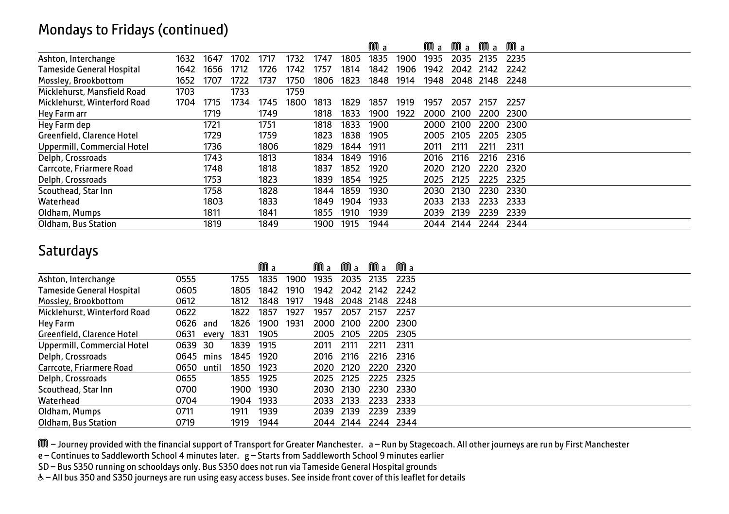## Mondays to Fridays (continued)

| | | | | | | | | Ⓜ a | | Ⓜ a | Ⓜ a | Ⓜ a | Ⓜ a |
|---|---|---|---|---|---|---|---|---|---|---|---|---|---|
| Ashton, Interchange | 1632 | 1647 | 1702 | 1717 | 1732 | 1747 | 1805 | 1835 | 1900 | 1935 | 2035 | 2135 | 2235 |
| Tameside General Hospital | 1642 | 1656 | 1712 | 1726 | 1742 | 1757 | 1814 | 1842 | 1906 | 1942 | 2042 | 2142 | 2242 |
| Mossley, Brookbottom | 1652 | 1707 | 1722 | 1737 | 1750 | 1806 | 1823 | 1848 | 1914 | 1948 | 2048 | 2148 | 2248 |
| Micklehurst, Mansfield Road | 1703 | | 1733 | | 1759 | | | | | | | | |
| Micklehurst, Winterford Road | 1704 | 1715 | 1734 | 1745 | 1800 | 1813 | 1829 | 1857 | 1919 | 1957 | 2057 | 2157 | 2257 |
| Hey Farm arr | | 1719 | | 1749 | | 1818 | 1833 | 1900 | 1922 | 2000 | 2100 | 2200 | 2300 |
| Hey Farm dep | | 1721 | | 1751 | | 1818 | 1833 | 1900 | | 2000 | 2100 | 2200 | 2300 |
| Greenfield, Clarence Hotel | | 1729 | | 1759 | | 1823 | 1838 | 1905 | | 2005 | 2105 | 2205 | 2305 |
| Uppermill, Commercial Hotel | | 1736 | | 1806 | | 1829 | 1844 | 1911 | | 2011 | 2111 | 2211 | 2311 |
| Delph, Crossroads | | 1743 | | 1813 | | 1834 | 1849 | 1916 | | 2016 | 2116 | 2216 | 2316 |
| Carrcote, Friarmere Road | | 1748 | | 1818 | | 1837 | 1852 | 1920 | | 2020 | 2120 | 2220 | 2320 |
| Delph, Crossroads | | 1753 | | 1823 | | 1839 | 1854 | 1925 | | 2025 | 2125 | 2225 | 2325 |
| Scouthead, Star Inn | | 1758 | | 1828 | | 1844 | 1859 | 1930 | | 2030 | 2130 | 2230 | 2330 |
| Waterhead | | 1803 | | 1833 | | 1849 | 1904 | 1933 | | 2033 | 2133 | 2233 | 2333 |
| Oldham, Mumps | | 1811 | | 1841 | | 1855 | 1910 | 1939 | | 2039 | 2139 | 2239 | 2339 |
| Oldham, Bus Station | | 1819 | | 1849 | | 1900 | 1915 | 1944 | | 2044 | 2144 | 2244 | 2344 |

## Saturdays

| | | | | Ⓜ a | | Ⓜ a | Ⓜ a | Ⓜ a | Ⓜ a |
|---|---|---|---|---|---|---|---|---|---|
| Ashton, Interchange | 0555 | | 1755 | 1835 | 1900 | 1935 | 2035 | 2135 | 2235 |
| Tameside General Hospital | 0605 | | 1805 | 1842 | 1910 | 1942 | 2042 | 2142 | 2242 |
| Mossley, Brookbottom | 0612 | | 1812 | 1848 | 1917 | 1948 | 2048 | 2148 | 2248 |
| Micklehurst, Winterford Road | 0622 | | 1822 | 1857 | 1927 | 1957 | 2057 | 2157 | 2257 |
| Hey Farm | 0626 | and | 1826 | 1900 | 1931 | 2000 | 2100 | 2200 | 2300 |
| Greenfield, Clarence Hotel | 0631 | every | 1831 | 1905 | | 2005 | 2105 | 2205 | 2305 |
| Uppermill, Commercial Hotel | 0639 | 30 | 1839 | 1915 | | 2011 | 2111 | 2211 | 2311 |
| Delph, Crossroads | 0645 | mins | 1845 | 1920 | | 2016 | 2116 | 2216 | 2316 |
| Carrcote, Friarmere Road | 0650 | until | 1850 | 1923 | | 2020 | 2120 | 2220 | 2320 |
| Delph, Crossroads | 0655 | | 1855 | 1925 | | 2025 | 2125 | 2225 | 2325 |
| Scouthead, Star Inn | 0700 | | 1900 | 1930 | | 2030 | 2130 | 2230 | 2330 |
| Waterhead | 0704 | | 1904 | 1933 | | 2033 | 2133 | 2233 | 2333 |
| Oldham, Mumps | 0711 | | 1911 | 1939 | | 2039 | 2139 | 2239 | 2339 |
| Oldham, Bus Station | 0719 | | 1919 | 1944 | | 2044 | 2144 | 2244 | 2344 |

Ⓜ – Journey provided with the financial support of Transport for Greater Manchester. a – Run by Stagecoach. All other journeys are run by First Manchester

e – Continues to Saddleworth School 4 minutes later. g – Starts from Saddleworth School 9 minutes earlier

SD – Bus S350 running on schooldays only. Bus S350 does not run via Tameside General Hospital grounds

♿ – All bus 350 and S350 journeys are run using easy access buses. See inside front cover of this leaflet for details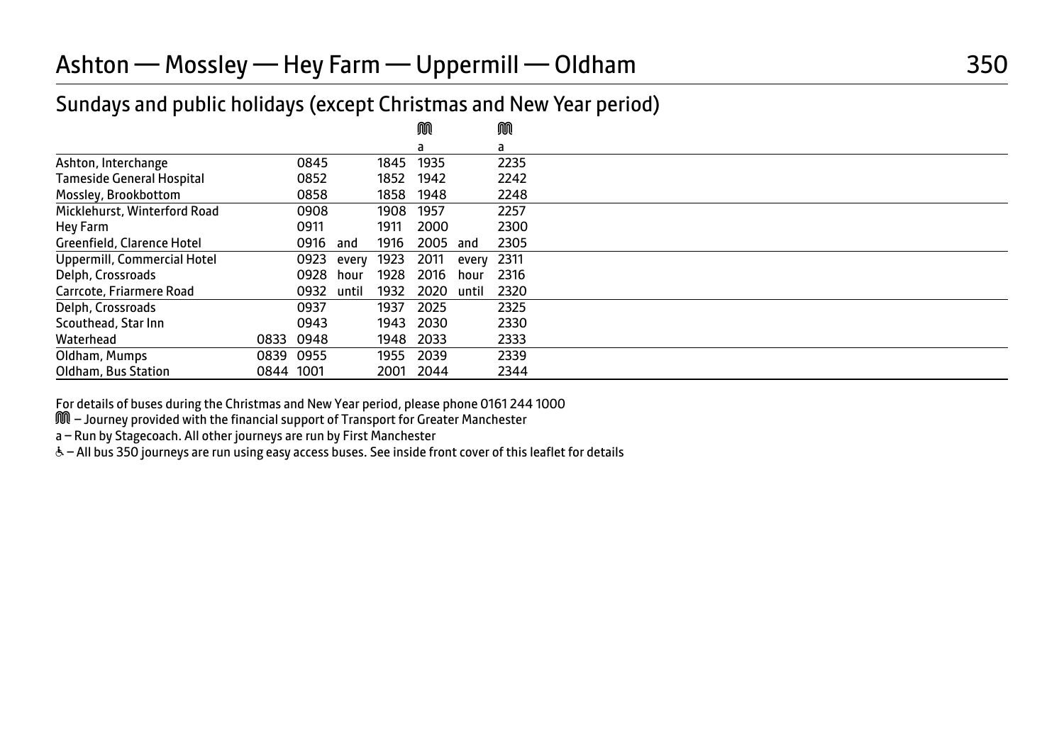# Ashton — Mossley — Hey Farm — Uppermill — Oldham 350

## Sundays and public holidays (except Christmas and New Year period)

| | | | | | | | |
|---|---|---|---|---|---|---|---|
| | | | | | M | | M |
| | | | | | a | | a |
| Ashton, Interchange | | 0845 | | 1845 | 1935 | | 2235 |
| Tameside General Hospital | | 0852 | | 1852 | 1942 | | 2242 |
| Mossley, Brookbottom | | 0858 | | 1858 | 1948 | | 2248 |
| Micklehurst, Winterford Road | | 0908 | | 1908 | 1957 | | 2257 |
| Hey Farm | | 0911 | | 1911 | 2000 | | 2300 |
| Greenfield, Clarence Hotel | | 0916 | and | 1916 | 2005 | and | 2305 |
| Uppermill, Commercial Hotel | | 0923 | every | 1923 | 2011 | every | 2311 |
| Delph, Crossroads | | 0928 | hour | 1928 | 2016 | hour | 2316 |
| Carrcote, Friarmere Road | | 0932 | until | 1932 | 2020 | until | 2320 |
| Delph, Crossroads | | 0937 | | 1937 | 2025 | | 2325 |
| Scouthead, Star Inn | | 0943 | | 1943 | 2030 | | 2330 |
| Waterhead | 0833 | 0948 | | 1948 | 2033 | | 2333 |
| Oldham, Mumps | 0839 | 0955 | | 1955 | 2039 | | 2339 |
| Oldham, Bus Station | 0844 | 1001 | | 2001 | 2044 | | 2344 |

For details of buses during the Christmas and New Year period, please phone 0161 244 1000

M – Journey provided with the financial support of Transport for Greater Manchester

a – Run by Stagecoach. All other journeys are run by First Manchester

♿ – All bus 350 journeys are run using easy access buses. See inside front cover of this leaflet for details